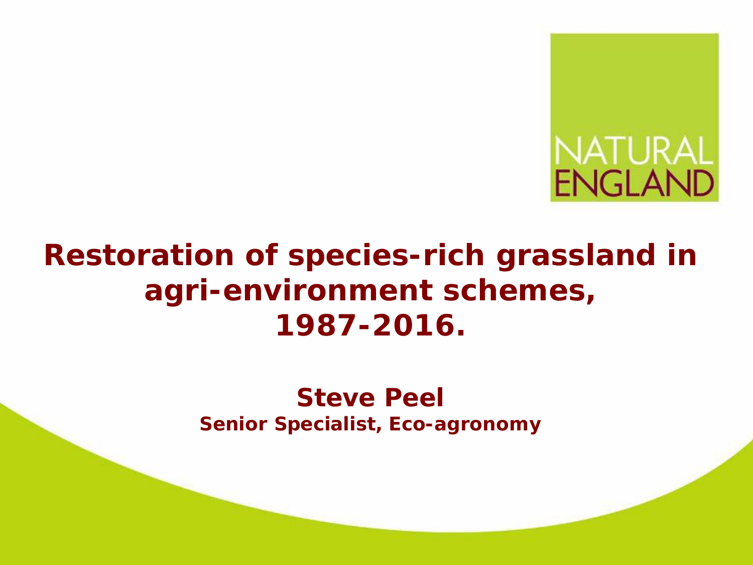NATURAL ENGLAND

# Restoration of species-rich grassland in agri-environment schemes, 1987-2016.

**Steve Peel**

**Senior Specialist, Eco-agronomy**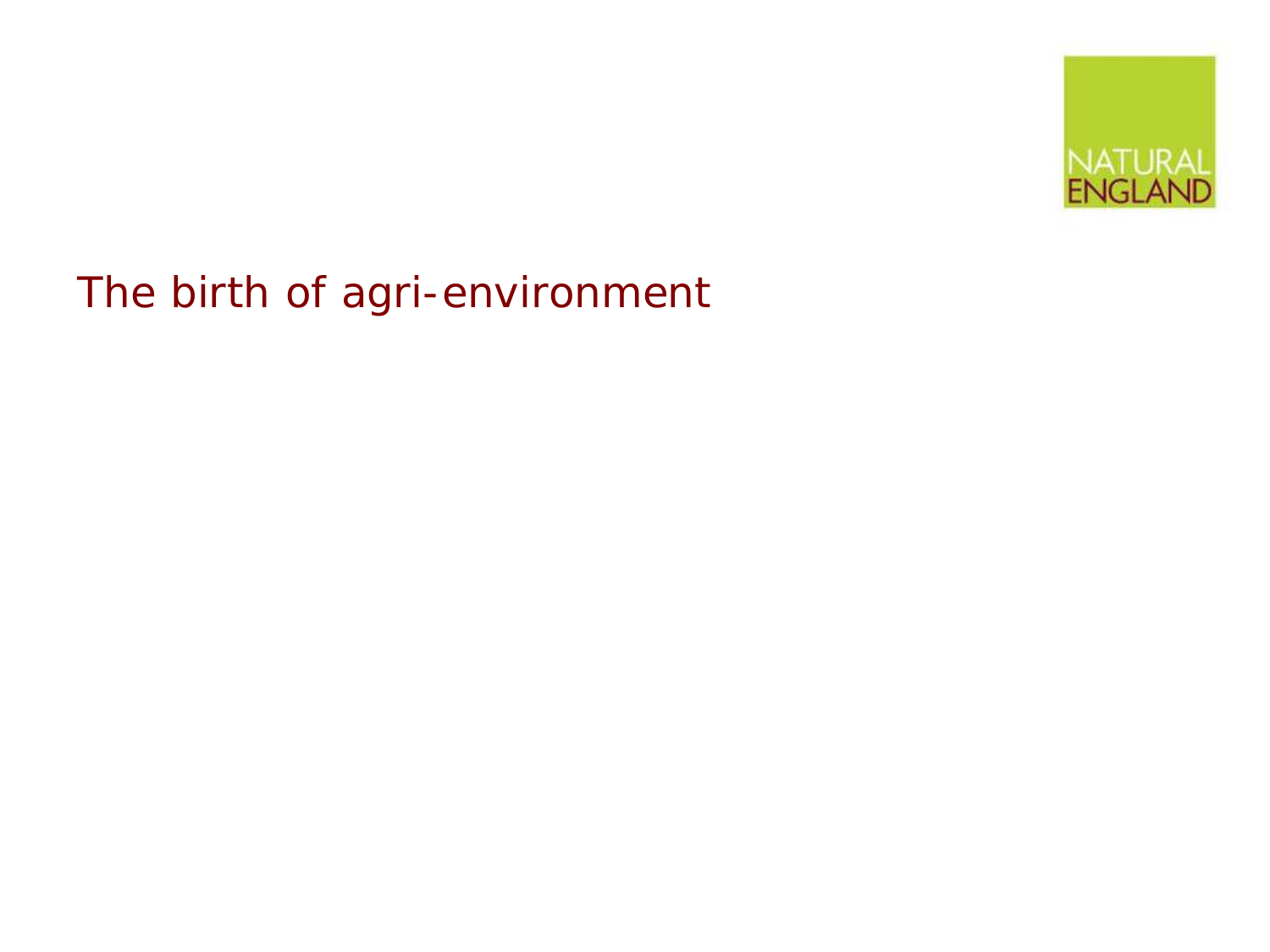# The birth of agri-environment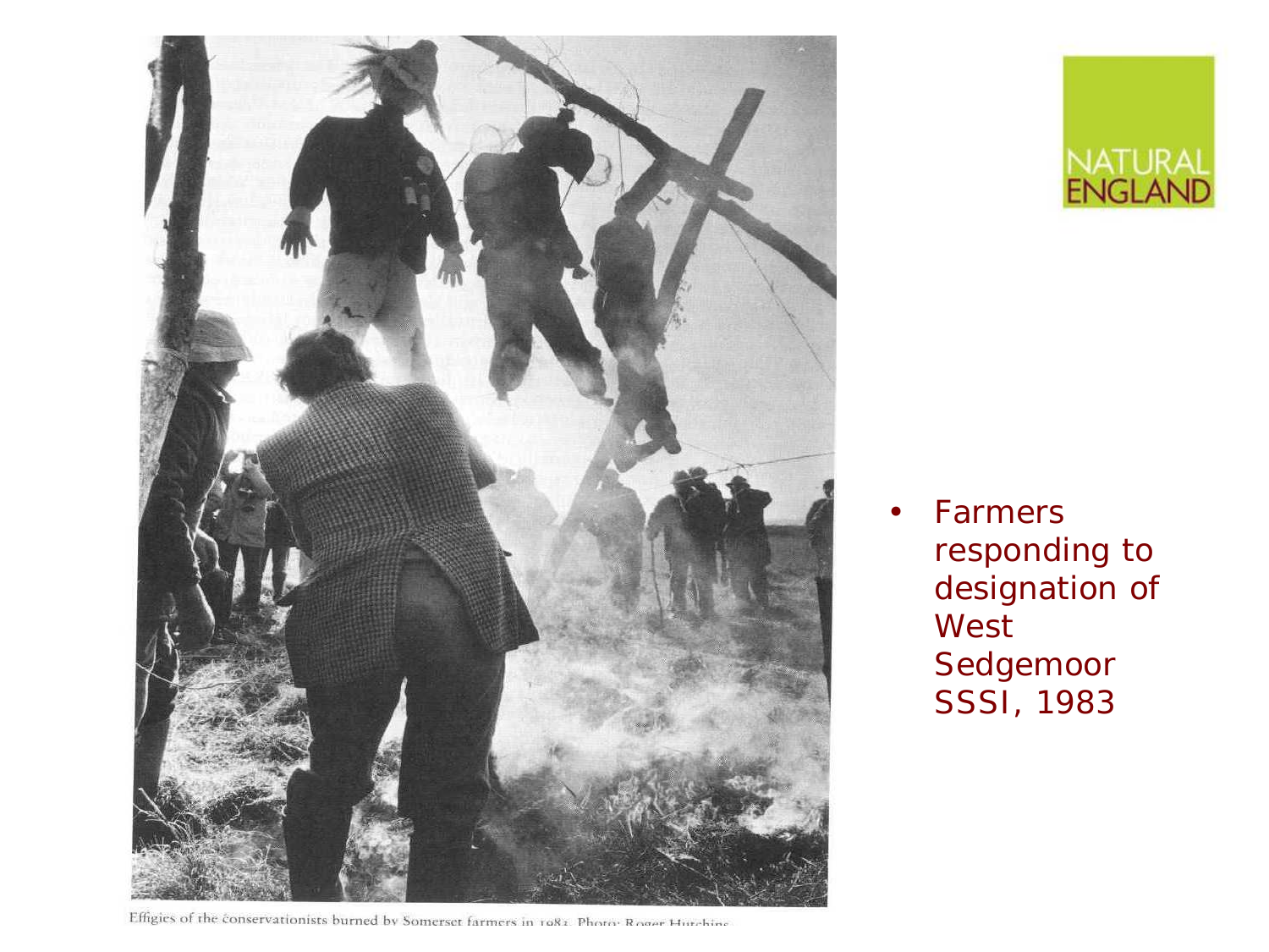Effigies of the conservationists burned by Somerset farmers in 1983. Photo: Roger Hutchins

NATURAL ENGLAND

- Farmers responding to designation of West Sedgemoor SSSI, 1983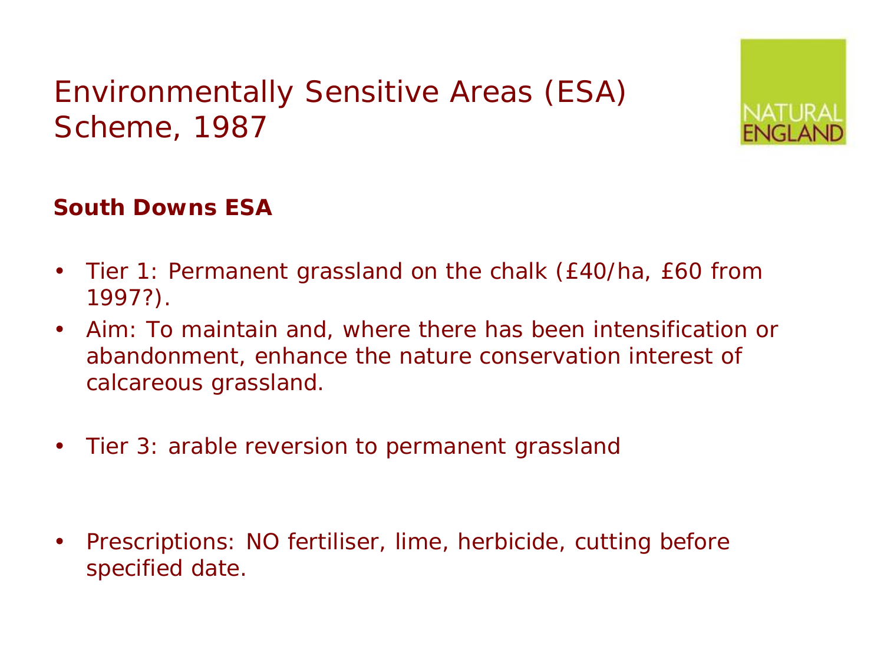# Environmentally Sensitive Areas (ESA) Scheme, 1987

**South Downs ESA**

- Tier 1: Permanent grassland on the chalk (£40/ha, £60 from 1997?).
- Aim: To maintain and, where there has been intensification or abandonment, enhance the nature conservation interest of calcareous grassland.
- Tier 3: arable reversion to permanent grassland
- Prescriptions: NO fertiliser, lime, herbicide, cutting before specified date.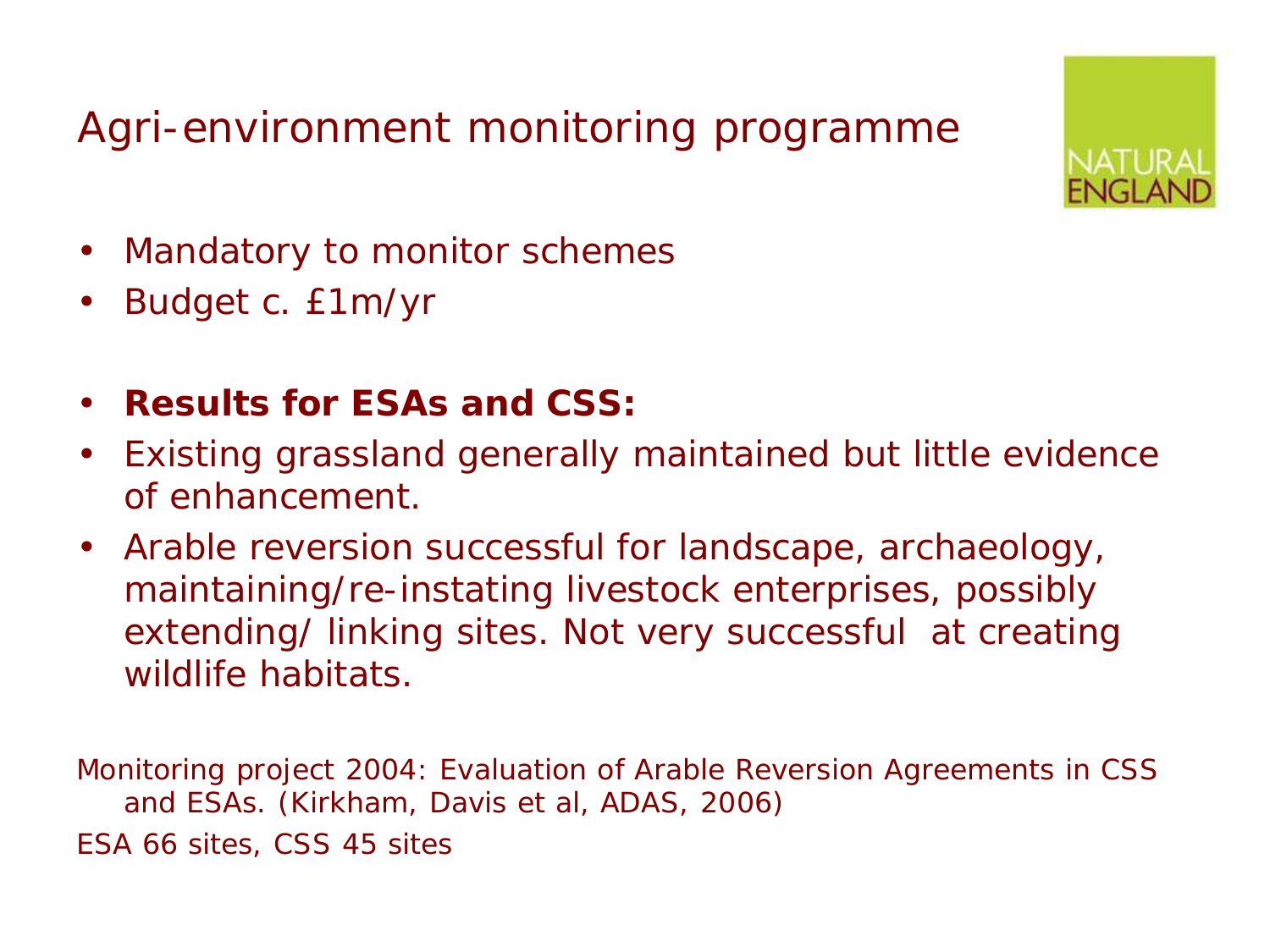# Agri-environment monitoring programme

- Mandatory to monitor schemes
- Budget c. £1m/yr

- **Results for ESAs and CSS:**
- Existing grassland generally maintained but little evidence of enhancement.
- Arable reversion successful for landscape, archaeology, maintaining/re-instating livestock enterprises, possibly extending/ linking sites. Not very successful at creating wildlife habitats.

Monitoring project 2004: Evaluation of Arable Reversion Agreements in CSS and ESAs. (Kirkham, Davis et al, ADAS, 2006)

ESA 66 sites, CSS 45 sites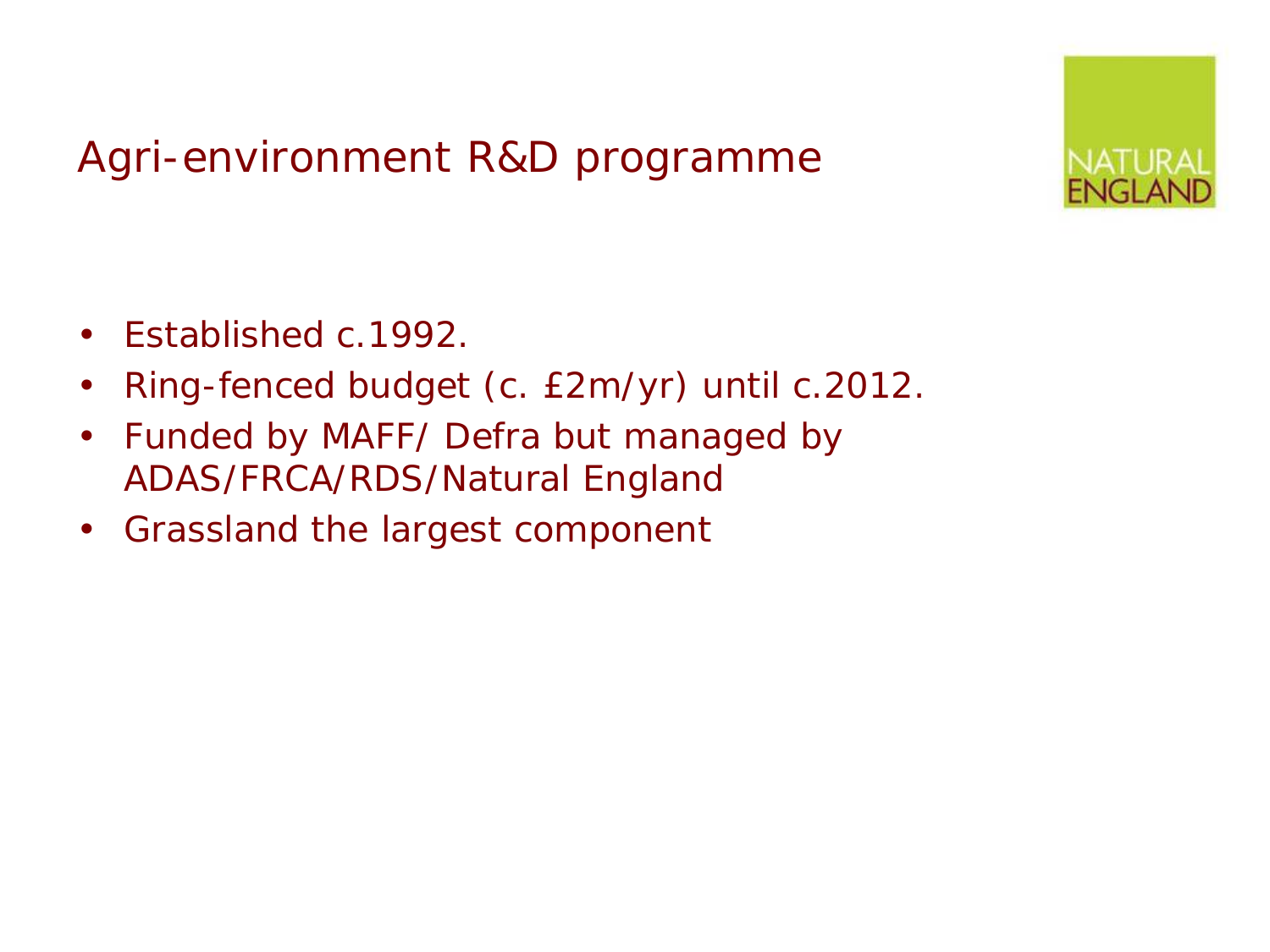# Agri-environment R&D programme

- Established c.1992.
- Ring-fenced budget (c. £2m/yr) until c.2012.
- Funded by MAFF/ Defra but managed by ADAS/FRCA/RDS/Natural England
- Grassland the largest component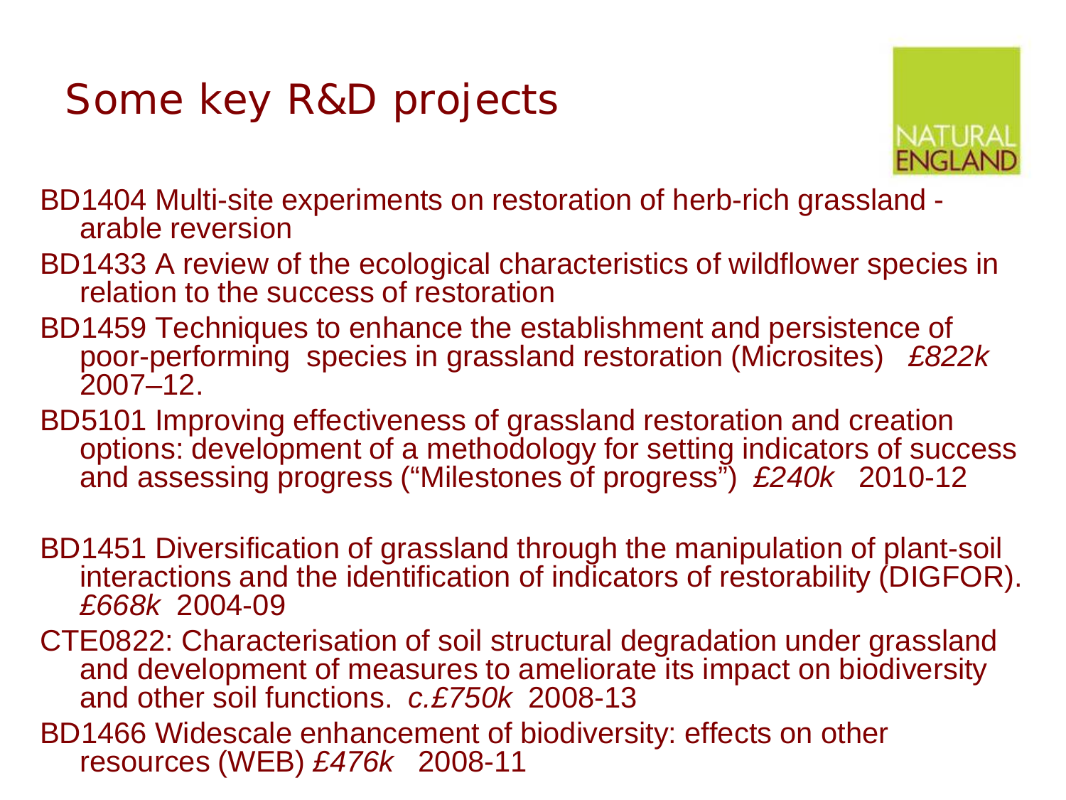# Some key R&D projects

NATURAL ENGLAND

BD1404 Multi-site experiments on restoration of herb-rich grassland - arable reversion

BD1433 A review of the ecological characteristics of wildflower species in relation to the success of restoration

BD1459 Techniques to enhance the establishment and persistence of poor-performing species in grassland restoration (Microsites) *£822k* 2007–12.

BD5101 Improving effectiveness of grassland restoration and creation options: development of a methodology for setting indicators of success and assessing progress ("Milestones of progress") *£240k* 2010-12

BD1451 Diversification of grassland through the manipulation of plant-soil interactions and the identification of indicators of restorability (DIGFOR). *£668k* 2004-09

CTE0822: Characterisation of soil structural degradation under grassland and development of measures to ameliorate its impact on biodiversity and other soil functions. *c.£750k* 2008-13

BD1466 Widescale enhancement of biodiversity: effects on other resources (WEB) *£476k* 2008-11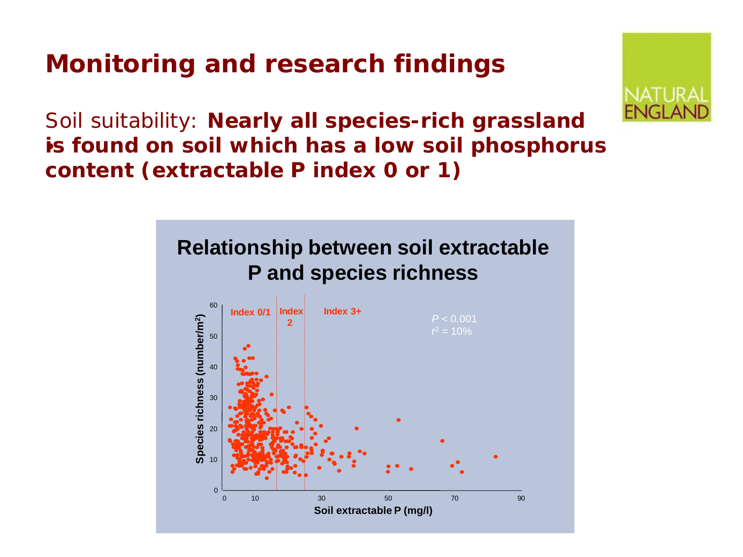# Monitoring and research findings

Soil suitability: **Nearly all species-rich grassland is found on soil which has a low soil phosphorus content (extractable P index 0 or 1)**

**Relationship between soil extractable P and species richness**

Index 0/1 | Index 2 | Index 3+

$P < 0.001$
$r^2 = 10\%$

Species richness (number/m²)

Soil extractable P (mg/l)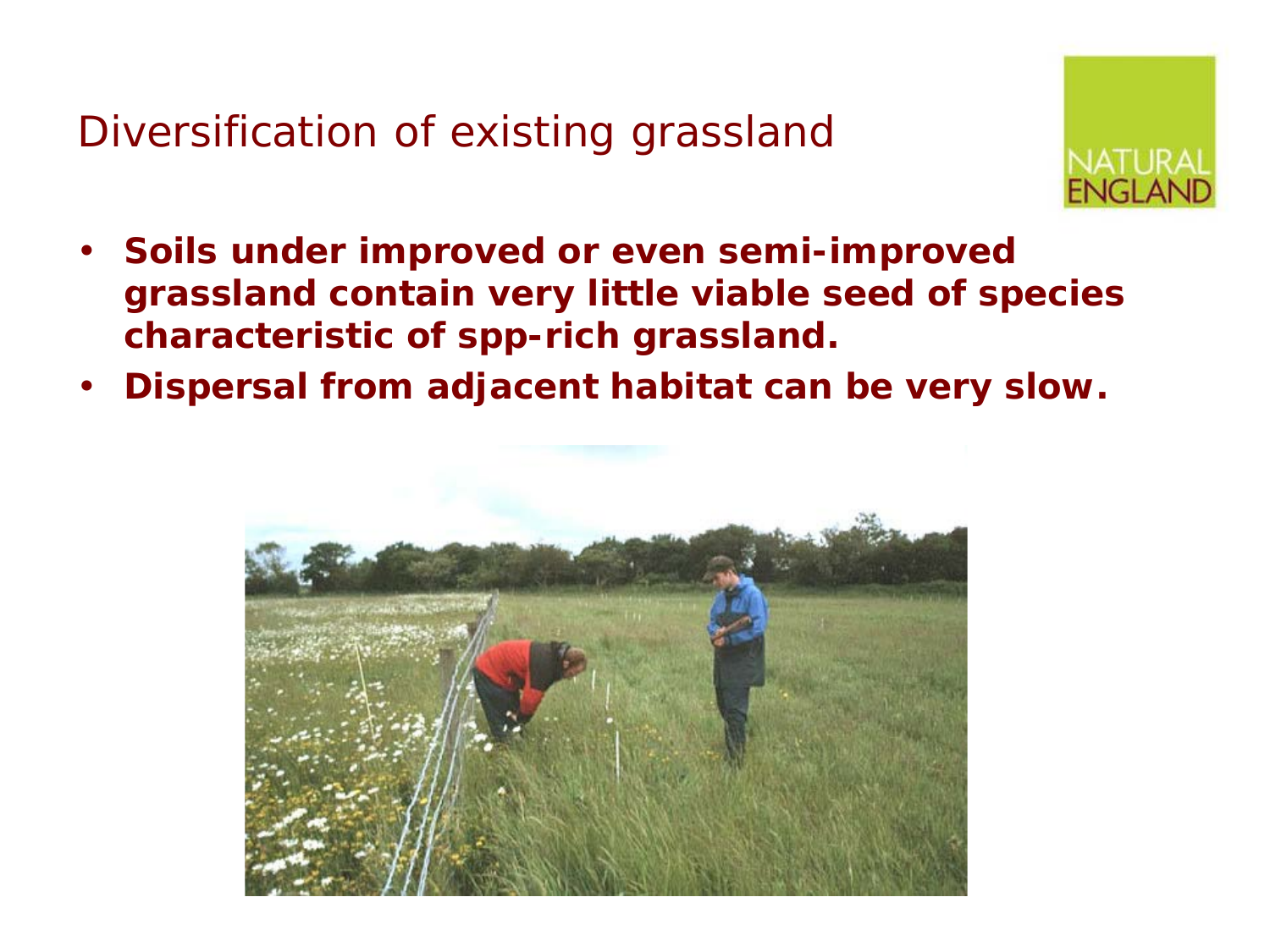# Diversification of existing grassland

- **Soils under improved or even semi-improved grassland contain very little viable seed of species characteristic of spp-rich grassland.**
- **Dispersal from adjacent habitat can be very slow.**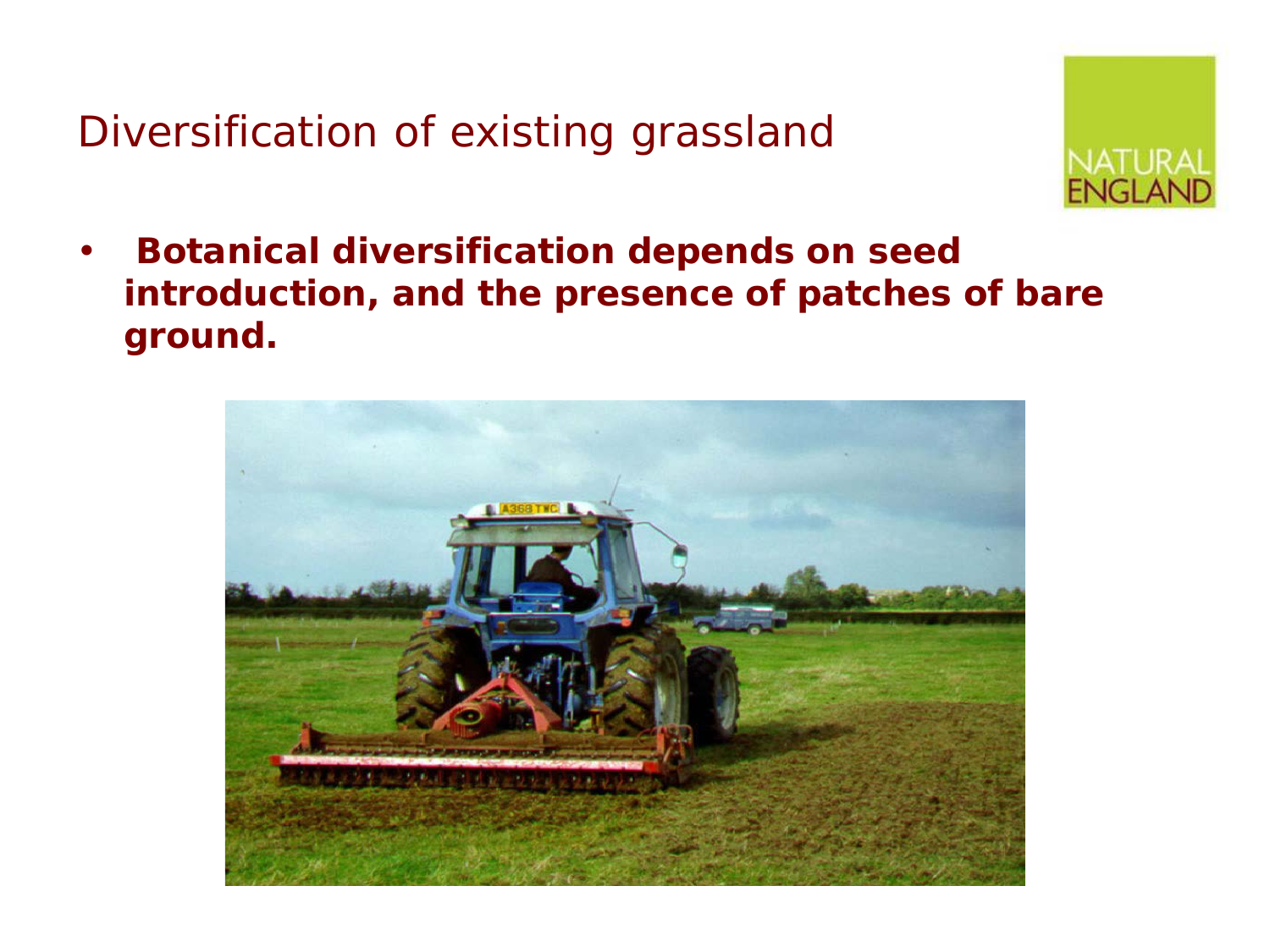# Diversification of existing grassland

- **Botanical diversification depends on seed introduction, and the presence of patches of bare ground.**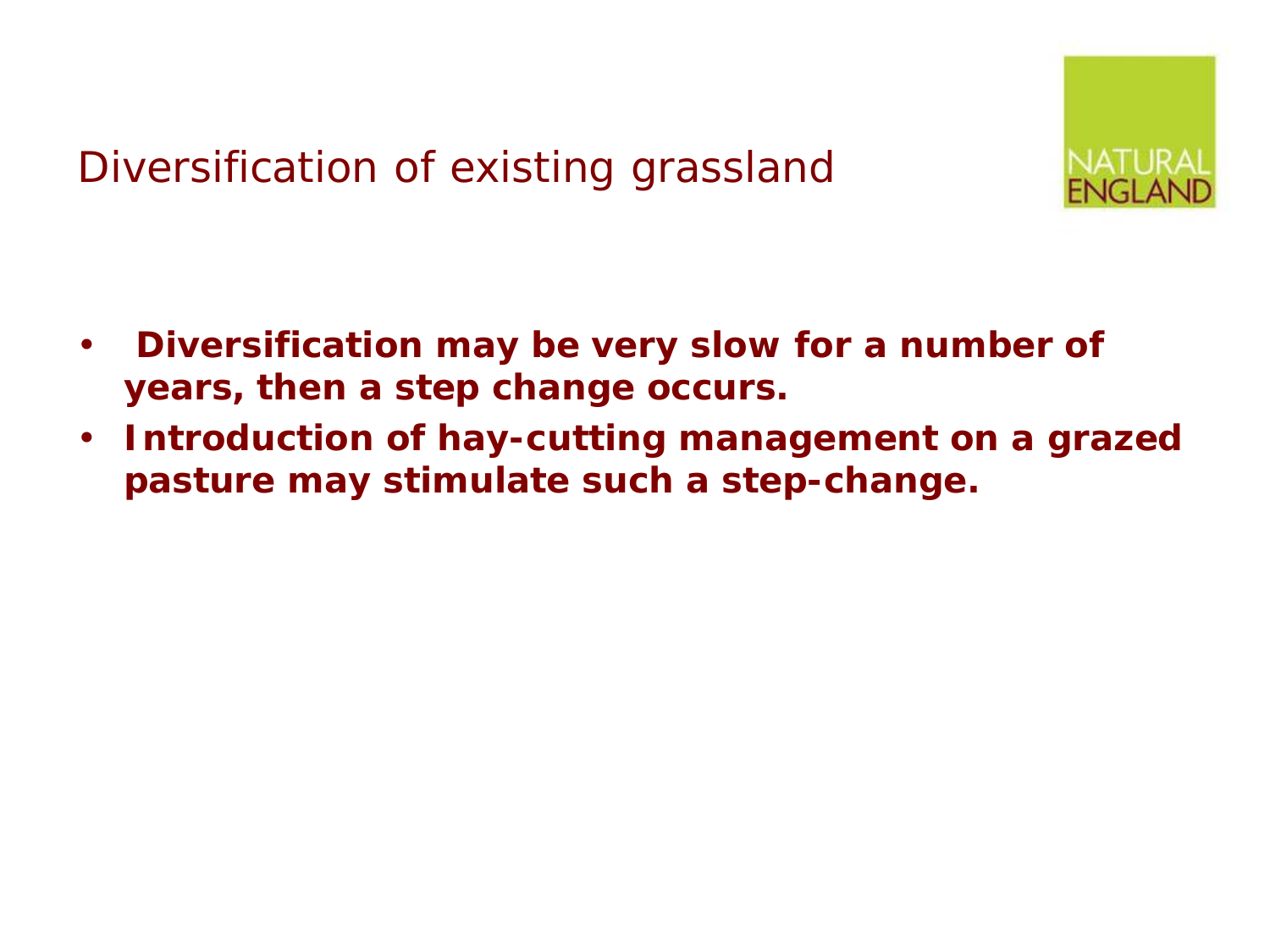# Diversification of existing grassland

- **Diversification may be very slow for a number of years, then a step change occurs.**
- **Introduction of hay-cutting management on a grazed pasture may stimulate such a step-change.**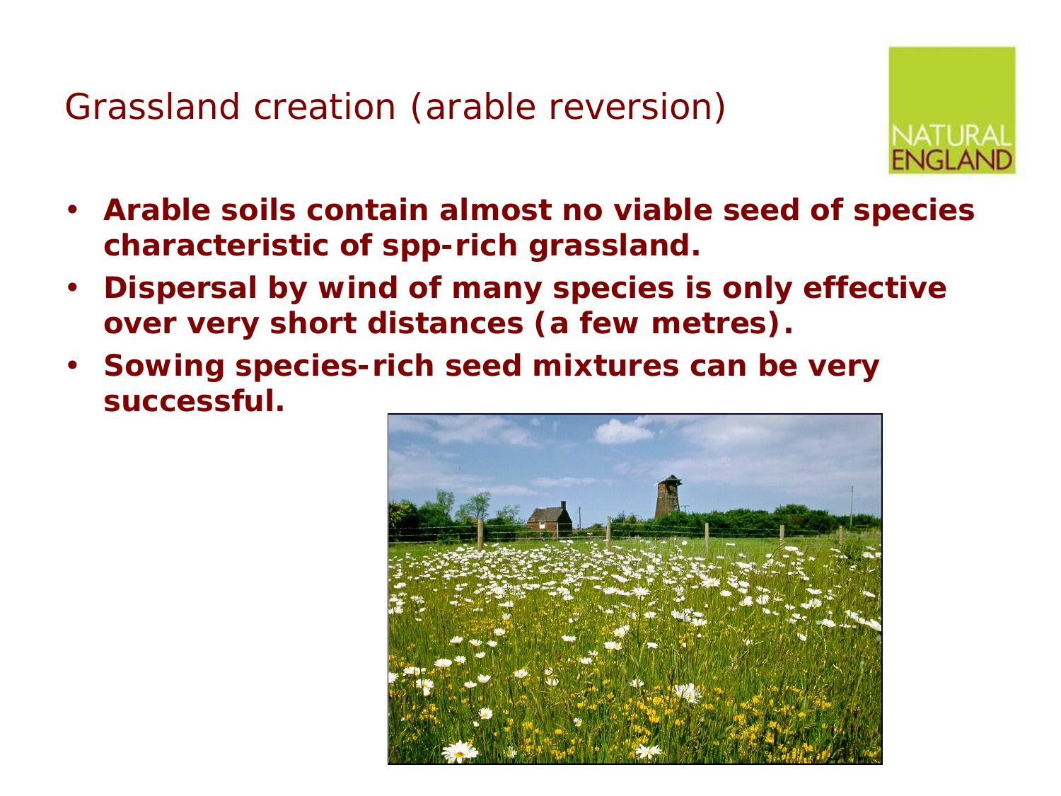# Grassland creation (arable reversion)

- **Arable soils contain almost no viable seed of species characteristic of spp-rich grassland.**
- **Dispersal by wind of many species is only effective over very short distances (a few metres).**
- **Sowing species-rich seed mixtures can be very successful.**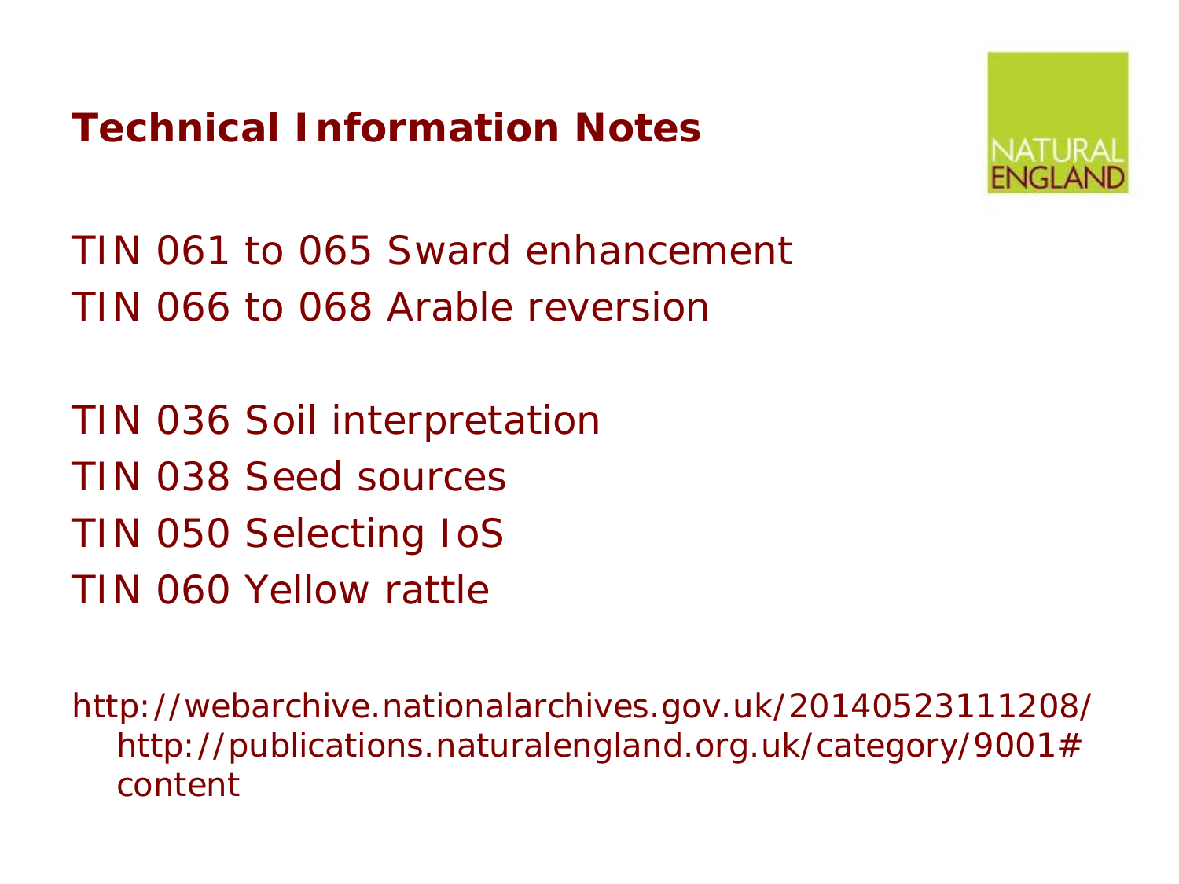# Technical Information Notes

TIN 061 to 065 Sward enhancement
TIN 066 to 068 Arable reversion

TIN 036 Soil interpretation
TIN 038 Seed sources
TIN 050 Selecting IoS
TIN 060 Yellow rattle

http://webarchive.nationalarchives.gov.uk/20140523111208/http://publications.naturalengland.org.uk/category/9001#content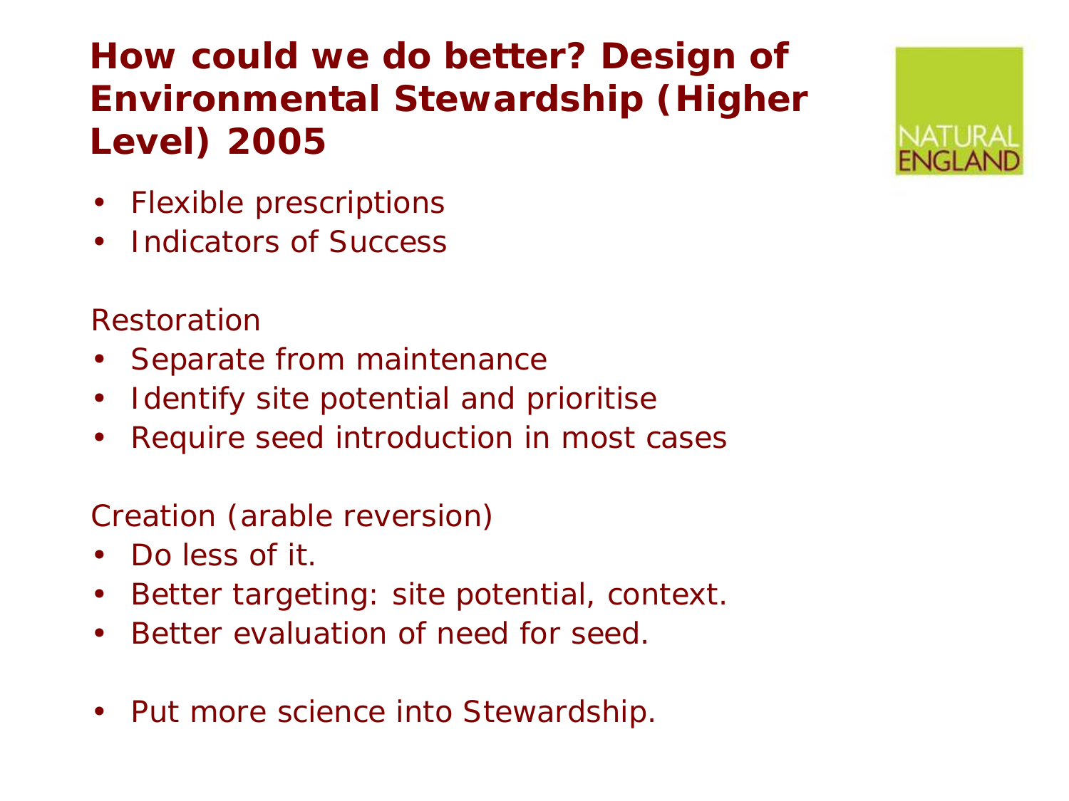# How could we do better? Design of Environmental Stewardship (Higher Level) 2005

- Flexible prescriptions
- Indicators of Success

Restoration

- Separate from maintenance
- Identify site potential and prioritise
- Require seed introduction in most cases

Creation (arable reversion)

- Do less of it.
- Better targeting: site potential, context.
- Better evaluation of need for seed.

- Put more science into Stewardship.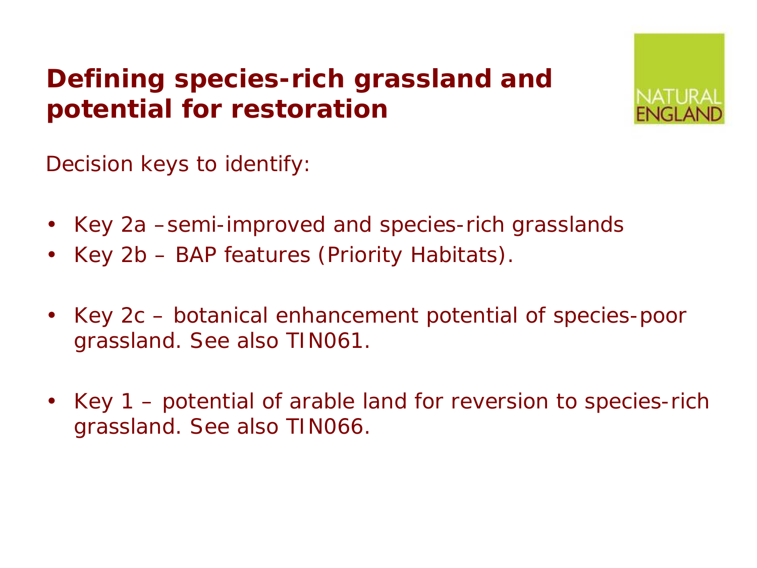# Defining species-rich grassland and potential for restoration

Decision keys to identify:

- Key 2a –semi-improved and species-rich grasslands
- Key 2b – BAP features (Priority Habitats).

- Key 2c – botanical enhancement potential of species-poor grassland. See also TIN061.

- Key 1 – potential of arable land for reversion to species-rich grassland. See also TIN066.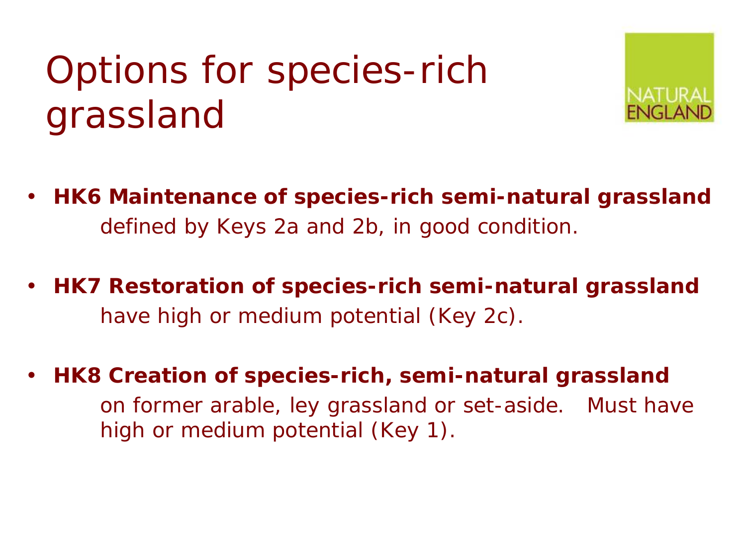# Options for species-rich grassland

- **HK6 Maintenance of species-rich semi-natural grassland**
  defined by Keys 2a and 2b, in good condition.

- **HK7 Restoration of species-rich semi-natural grassland**
  have high or medium potential (Key 2c).

- **HK8 Creation of species-rich, semi-natural grassland**
  on former arable, ley grassland or set-aside. Must have high or medium potential (Key 1).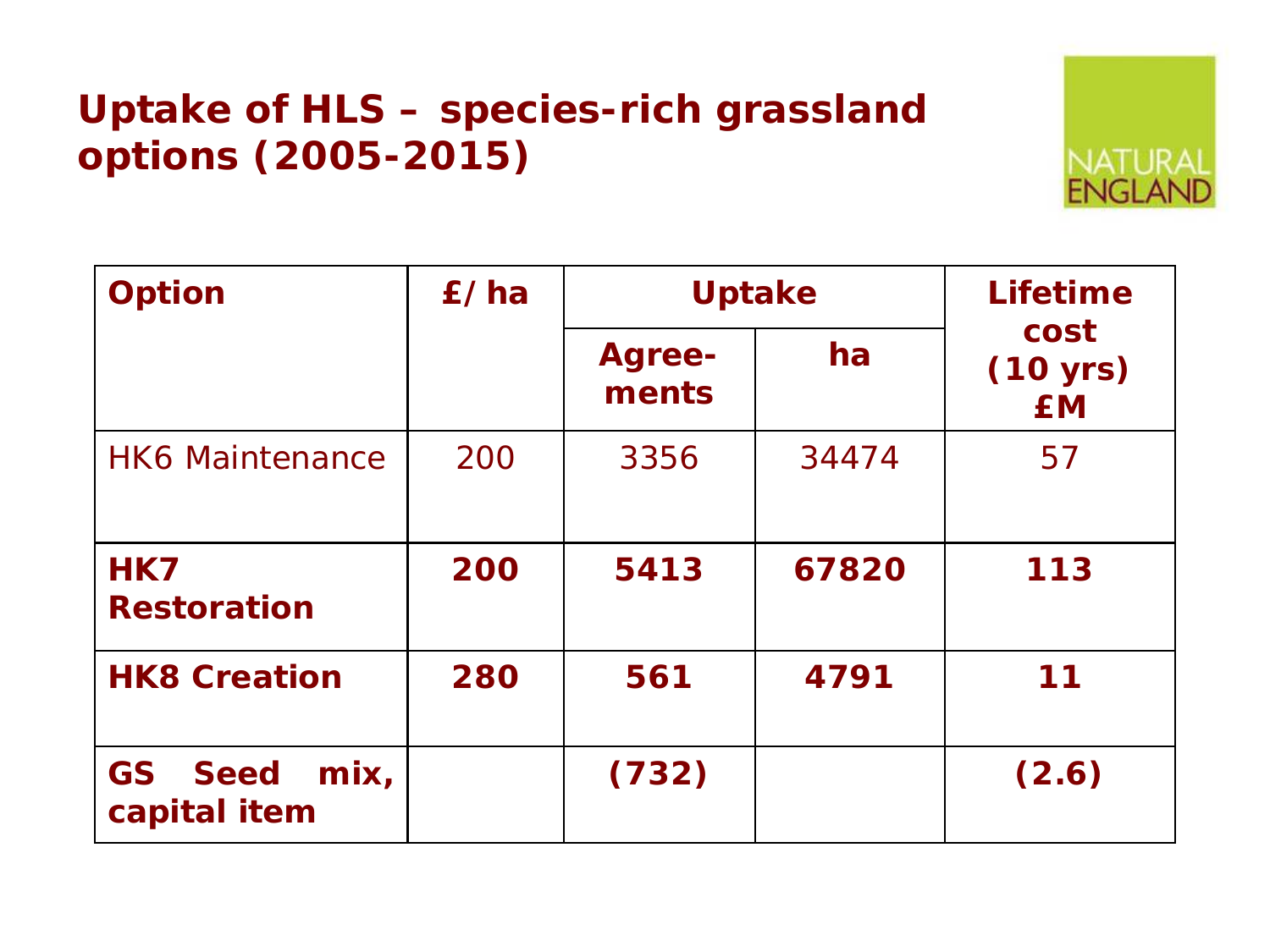# Uptake of HLS – species-rich grassland options (2005-2015)

| Option | £/ ha | Uptake | | Lifetime cost (10 yrs) £M |
|---|---|---|---|---|
| | | Agree-ments | ha | |
| HK6 Maintenance | 200 | 3356 | 34474 | 57 |
| **HK7 Restoration** | **200** | **5413** | **67820** | **113** |
| **HK8 Creation** | **280** | **561** | **4791** | **11** |
| **GS Seed mix, capital item** | | **(732)** | | **(2.6)** |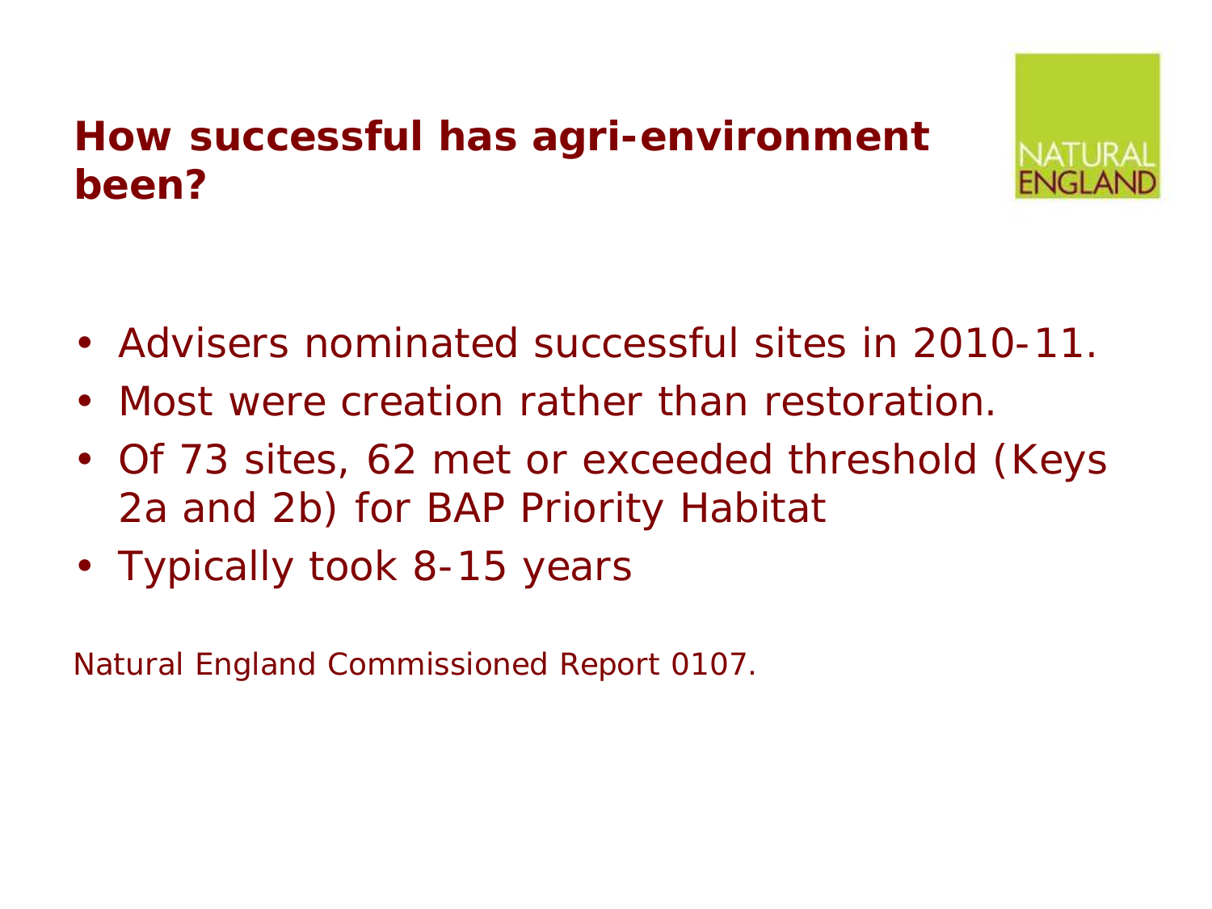## How successful has agri-environment been?

- Advisers nominated successful sites in 2010-11.
- Most were creation rather than restoration.
- Of 73 sites, 62 met or exceeded threshold (Keys 2a and 2b) for BAP Priority Habitat
- Typically took 8-15 years

Natural England Commissioned Report 0107.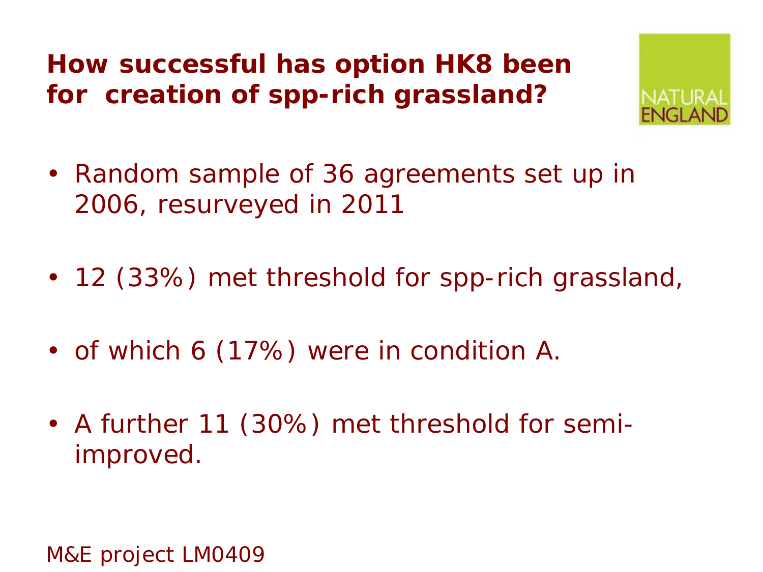# How successful has option HK8 been for creation of spp-rich grassland?

- Random sample of 36 agreements set up in 2006, resurveyed in 2011
- 12 (33%) met threshold for spp-rich grassland,
- of which 6 (17%) were in condition A.
- A further 11 (30%) met threshold for semi-improved.

M&E project LM0409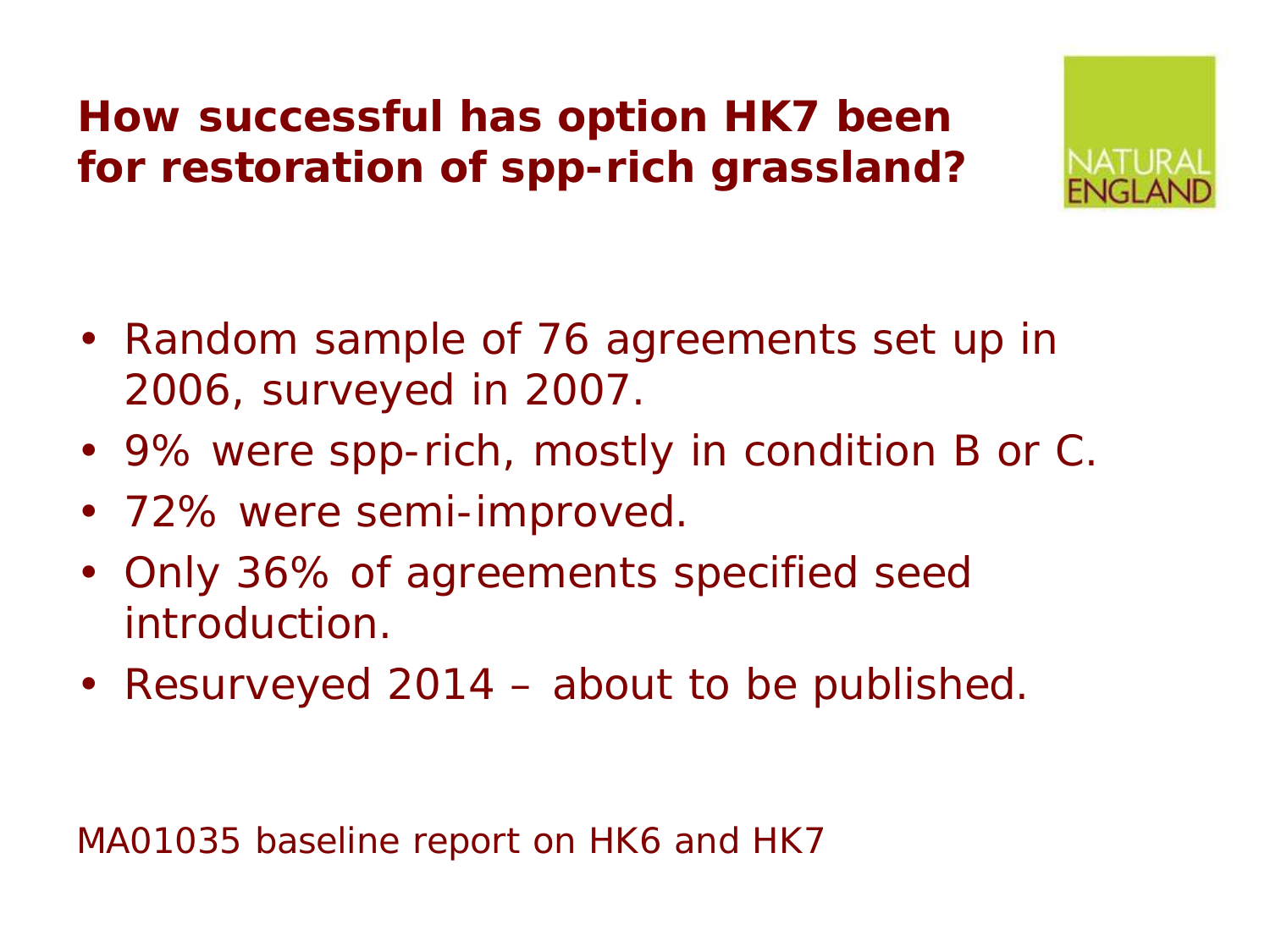# How successful has option HK7 been for restoration of spp-rich grassland?

- Random sample of 76 agreements set up in 2006, surveyed in 2007.
- 9% were spp-rich, mostly in condition B or C.
- 72% were semi-improved.
- Only 36% of agreements specified seed introduction.
- Resurveyed 2014 – about to be published.

MA01035 baseline report on HK6 and HK7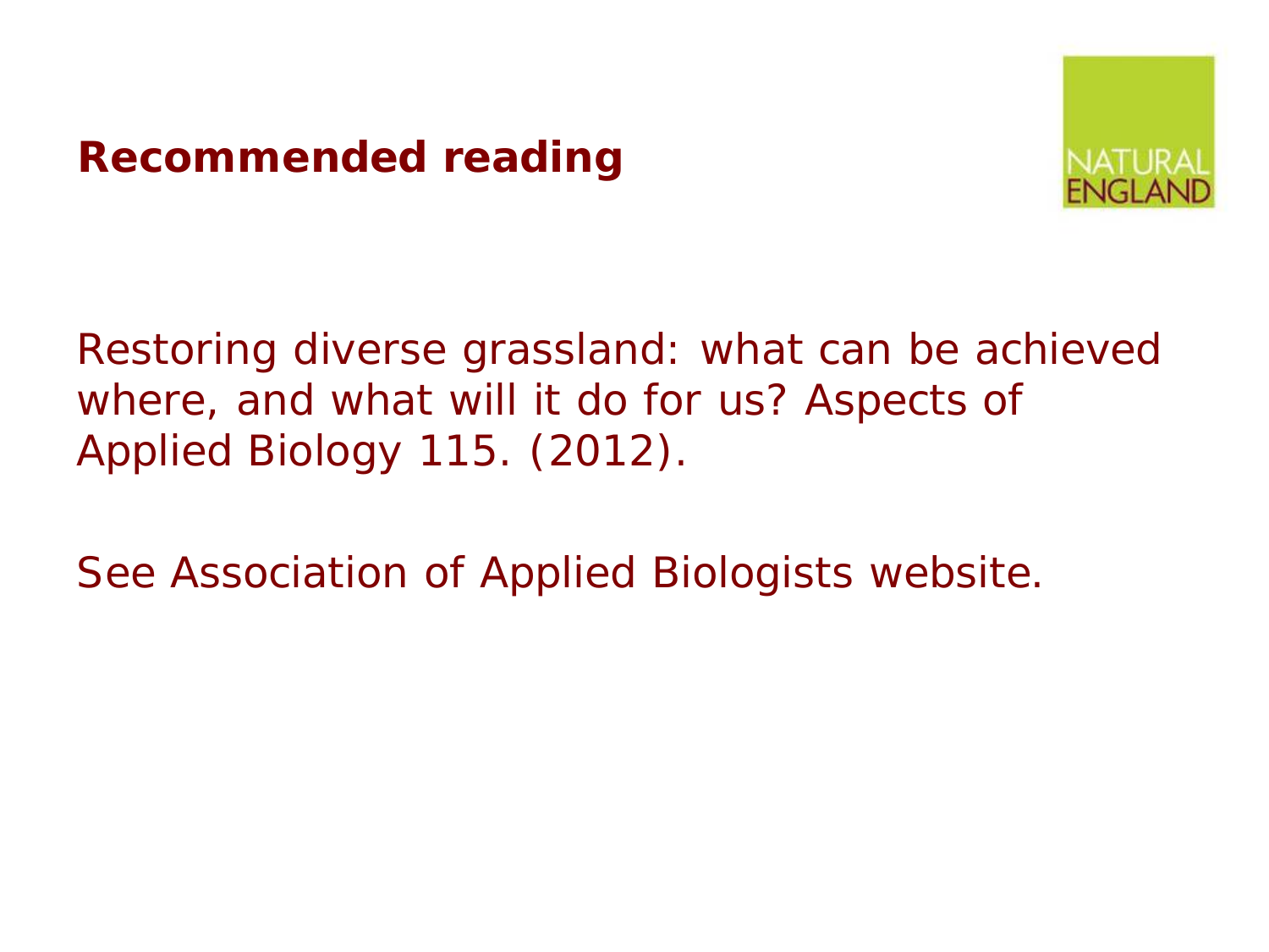# Recommended reading

Restoring diverse grassland: what can be achieved where, and what will it do for us? Aspects of Applied Biology 115. (2012).

See Association of Applied Biologists website.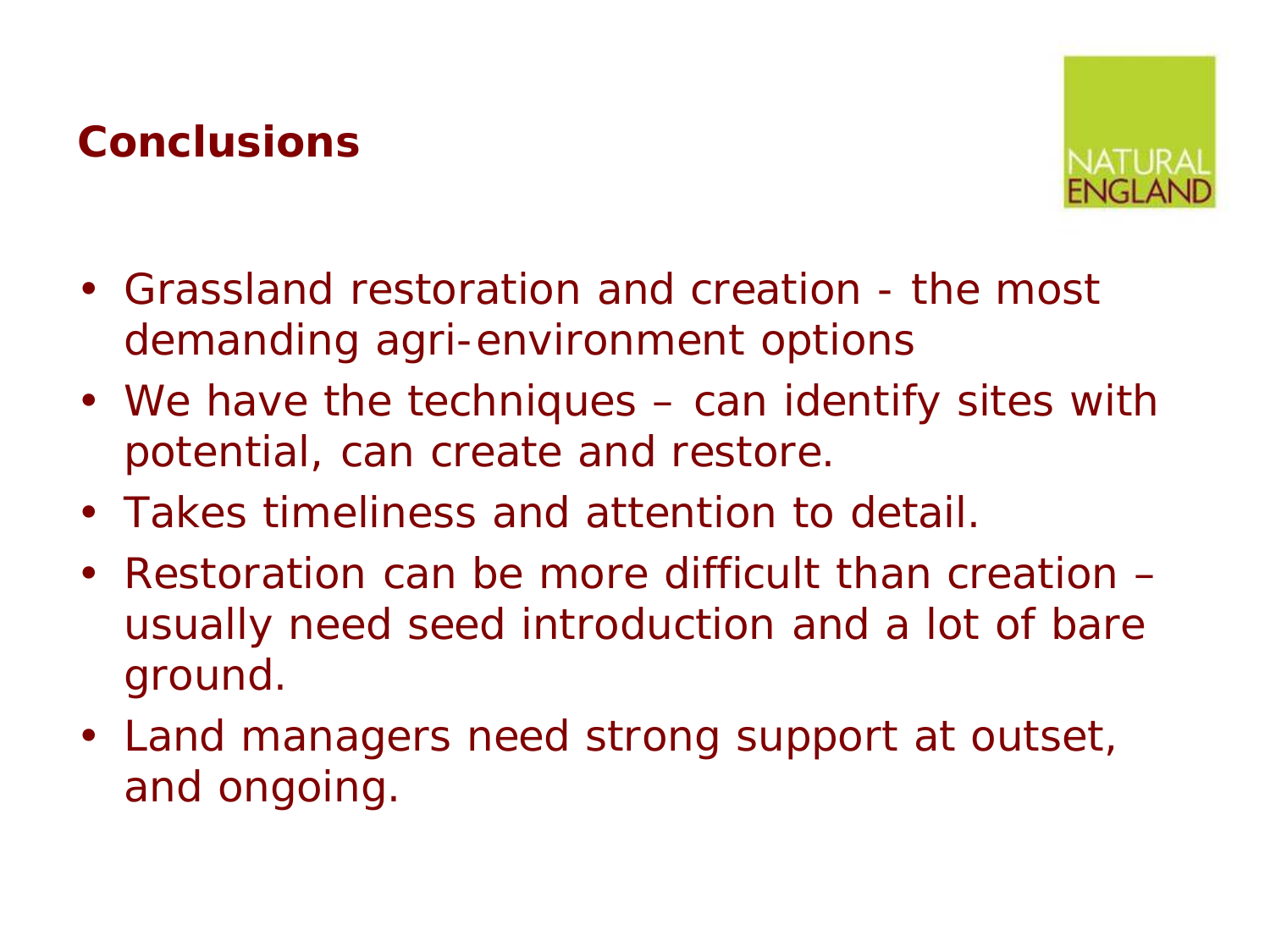## Conclusions

- Grassland restoration and creation - the most demanding agri-environment options
- We have the techniques – can identify sites with potential, can create and restore.
- Takes timeliness and attention to detail.
- Restoration can be more difficult than creation – usually need seed introduction and a lot of bare ground.
- Land managers need strong support at outset, and ongoing.